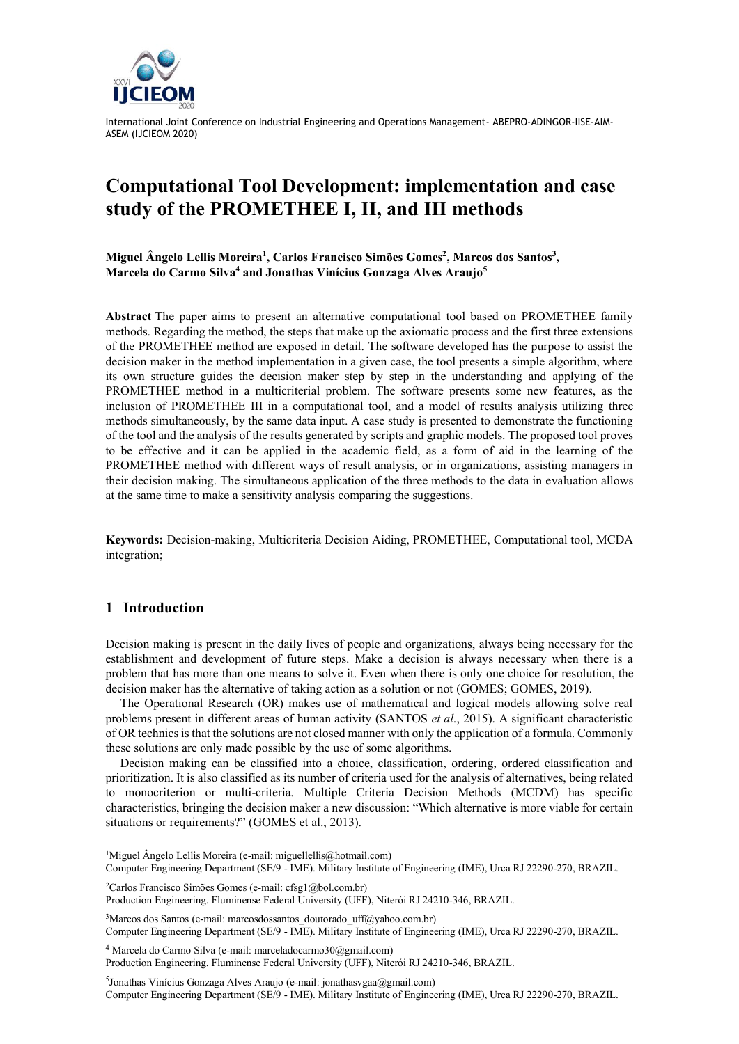# Computational Tool Development: implementation and case study of the PROMETHEE I, II, and III methods

**Miguel Ângelo Lellis Moreira[1], Carlos Francisco Simões Gomes[2], Marcos dos Santos[3], Marcela do Carmo Silva[4] and Jonathas Vinícius Gonzaga Alves Araujo[5]**

**Abstract** The paper aims to present an alternative computational tool based on PROMETHEE family methods. Regarding the method, the steps that make up the axiomatic process and the first three extensions of the PROMETHEE method are exposed in detail. The software developed has the purpose to assist the decision maker in the method implementation in a given case, the tool presents a simple algorithm, where its own structure guides the decision maker step by step in the understanding and applying of the PROMETHEE method in a multicriterial problem. The software presents some new features, as the inclusion of PROMETHEE III in a computational tool, and a model of results analysis utilizing three methods simultaneously, by the same data input. A case study is presented to demonstrate the functioning of the tool and the analysis of the results generated by scripts and graphic models. The proposed tool proves to be effective and it can be applied in the academic field, as a form of aid in the learning of the PROMETHEE method with different ways of result analysis, or in organizations, assisting managers in their decision making. The simultaneous application of the three methods to the data in evaluation allows at the same time to make a sensitivity analysis comparing the suggestions.

**Keywords:** Decision-making, Multicriteria Decision Aiding, PROMETHEE, Computational tool, MCDA integration;

## 1 Introduction

Decision making is present in the daily lives of people and organizations, always being necessary for the establishment and development of future steps. Make a decision is always necessary when there is a problem that has more than one means to solve it. Even when there is only one choice for resolution, the decision maker has the alternative of taking action as a solution or not (GOMES; GOMES, 2019).

The Operational Research (OR) makes use of mathematical and logical models allowing solve real problems present in different areas of human activity (SANTOS *et al*., 2015). A significant characteristic of OR technics is that the solutions are not closed manner with only the application of a formula. Commonly these solutions are only made possible by the use of some algorithms.

Decision making can be classified into a choice, classification, ordering, ordered classification and prioritization. It is also classified as its number of criteria used for the analysis of alternatives, being related to monocriterion or multi-criteria. Multiple Criteria Decision Methods (MCDM) has specific characteristics, bringing the decision maker a new discussion: "Which alternative is more viable for certain situations or requirements?" (GOMES et al., 2013).

[1]Miguel Ângelo Lellis Moreira (e-mail: miguellellis@hotmail.com)
Computer Engineering Department (SE/9 - IME). Military Institute of Engineering (IME), Urca RJ 22290-270, BRAZIL.

[2]Carlos Francisco Simões Gomes (e-mail: cfsg1@bol.com.br)
Production Engineering. Fluminense Federal University (UFF), Niterói RJ 24210-346, BRAZIL.

[3]Marcos dos Santos (e-mail: marcosdossantos_doutorado_uff@yahoo.com.br)
Computer Engineering Department (SE/9 - IME). Military Institute of Engineering (IME), Urca RJ 22290-270, BRAZIL.

[4] Marcela do Carmo Silva (e-mail: marceladocarmo30@gmail.com)
Production Engineering. Fluminense Federal University (UFF), Niterói RJ 24210-346, BRAZIL.

[5]Jonathas Vinícius Gonzaga Alves Araujo (e-mail: jonathasvgaa@gmail.com)
Computer Engineering Department (SE/9 - IME). Military Institute of Engineering (IME), Urca RJ 22290-270, BRAZIL.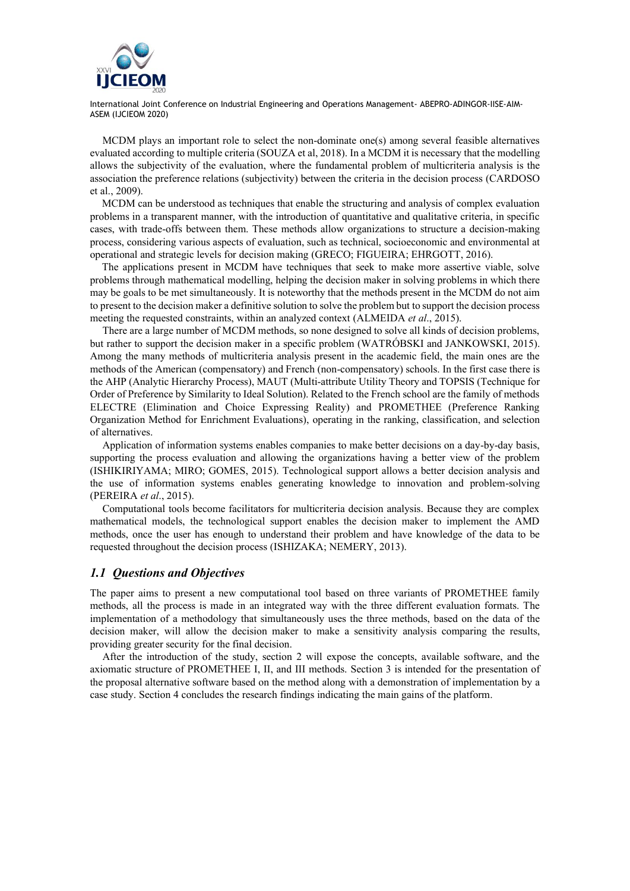MCDM plays an important role to select the non-dominate one(s) among several feasible alternatives evaluated according to multiple criteria (SOUZA et al, 2018). In a MCDM it is necessary that the modelling allows the subjectivity of the evaluation, where the fundamental problem of multicriteria analysis is the association the preference relations (subjectivity) between the criteria in the decision process (CARDOSO et al., 2009).

MCDM can be understood as techniques that enable the structuring and analysis of complex evaluation problems in a transparent manner, with the introduction of quantitative and qualitative criteria, in specific cases, with trade-offs between them. These methods allow organizations to structure a decision-making process, considering various aspects of evaluation, such as technical, socioeconomic and environmental at operational and strategic levels for decision making (GRECO; FIGUEIRA; EHRGOTT, 2016).

The applications present in MCDM have techniques that seek to make more assertive viable, solve problems through mathematical modelling, helping the decision maker in solving problems in which there may be goals to be met simultaneously. It is noteworthy that the methods present in the MCDM do not aim to present to the decision maker a definitive solution to solve the problem but to support the decision process meeting the requested constraints, within an analyzed context (ALMEIDA *et al*., 2015).

There are a large number of MCDM methods, so none designed to solve all kinds of decision problems, but rather to support the decision maker in a specific problem (WATRÓBSKI and JANKOWSKI, 2015). Among the many methods of multicriteria analysis present in the academic field, the main ones are the methods of the American (compensatory) and French (non-compensatory) schools. In the first case there is the AHP (Analytic Hierarchy Process), MAUT (Multi-attribute Utility Theory and TOPSIS (Technique for Order of Preference by Similarity to Ideal Solution). Related to the French school are the family of methods ELECTRE (Elimination and Choice Expressing Reality) and PROMETHEE (Preference Ranking Organization Method for Enrichment Evaluations), operating in the ranking, classification, and selection of alternatives.

Application of information systems enables companies to make better decisions on a day-by-day basis, supporting the process evaluation and allowing the organizations having a better view of the problem (ISHIKIRIYAMA; MIRO; GOMES, 2015). Technological support allows a better decision analysis and the use of information systems enables generating knowledge to innovation and problem-solving (PEREIRA *et al*., 2015).

Computational tools become facilitators for multicriteria decision analysis. Because they are complex mathematical models, the technological support enables the decision maker to implement the AMD methods, once the user has enough to understand their problem and have knowledge of the data to be requested throughout the decision process (ISHIZAKA; NEMERY, 2013).

## *1.1 Questions and Objectives*

The paper aims to present a new computational tool based on three variants of PROMETHEE family methods, all the process is made in an integrated way with the three different evaluation formats. The implementation of a methodology that simultaneously uses the three methods, based on the data of the decision maker, will allow the decision maker to make a sensitivity analysis comparing the results, providing greater security for the final decision.

After the introduction of the study, section 2 will expose the concepts, available software, and the axiomatic structure of PROMETHEE I, II, and III methods. Section 3 is intended for the presentation of the proposal alternative software based on the method along with a demonstration of implementation by a case study. Section 4 concludes the research findings indicating the main gains of the platform.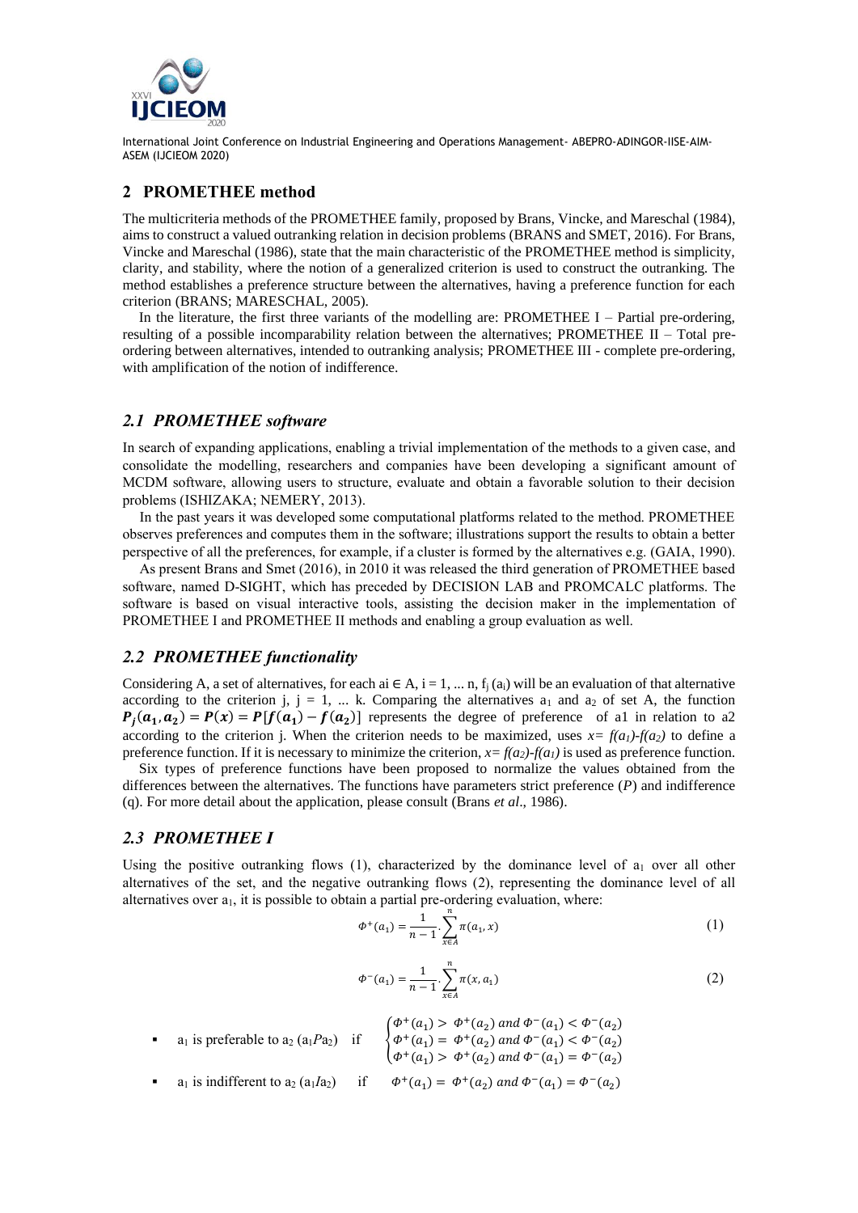## 2 PROMETHEE method

The multicriteria methods of the PROMETHEE family, proposed by Brans, Vincke, and Mareschal (1984), aims to construct a valued outranking relation in decision problems (BRANS and SMET, 2016). For Brans, Vincke and Mareschal (1986), state that the main characteristic of the PROMETHEE method is simplicity, clarity, and stability, where the notion of a generalized criterion is used to construct the outranking. The method establishes a preference structure between the alternatives, having a preference function for each criterion (BRANS; MARESCHAL, 2005).

In the literature, the first three variants of the modelling are: PROMETHEE I – Partial pre-ordering, resulting of a possible incomparability relation between the alternatives; PROMETHEE II – Total pre-ordering between alternatives, intended to outranking analysis; PROMETHEE III - complete pre-ordering, with amplification of the notion of indifference.

### *2.1 PROMETHEE software*

In search of expanding applications, enabling a trivial implementation of the methods to a given case, and consolidate the modelling, researchers and companies have been developing a significant amount of MCDM software, allowing users to structure, evaluate and obtain a favorable solution to their decision problems (ISHIZAKA; NEMERY, 2013).

In the past years it was developed some computational platforms related to the method. PROMETHEE observes preferences and computes them in the software; illustrations support the results to obtain a better perspective of all the preferences, for example, if a cluster is formed by the alternatives e.g. (GAIA, 1990).

As present Brans and Smet (2016), in 2010 it was released the third generation of PROMETHEE based software, named D-SIGHT, which has preceded by DECISION LAB and PROMCALC platforms. The software is based on visual interactive tools, assisting the decision maker in the implementation of PROMETHEE I and PROMETHEE II methods and enabling a group evaluation as well.

### *2.2 PROMETHEE functionality*

Considering A, a set of alternatives, for each $a_i \in A$, $i = 1, \ldots n$, $f_j(a_i)$ will be an evaluation of that alternative according to the criterion j, $j = 1, \ldots k$. Comparing the alternatives $a_1$ and $a_2$ of set A, the function $\boldsymbol{P_j(a_1, a_2) = P(x) = P[f(a_1) - f(a_2)]}$ represents the degree of preference of a1 in relation to a2 according to the criterion j. When the criterion needs to be maximized, uses $x = f(a_1)-f(a_2)$ to define a preference function. If it is necessary to minimize the criterion, $x = f(a_2)-f(a_1)$ is used as preference function.

Six types of preference functions have been proposed to normalize the values obtained from the differences between the alternatives. The functions have parameters strict preference ($P$) and indifference (q). For more detail about the application, please consult (Brans *et al*., 1986).

### *2.3 PROMETHEE I*

Using the positive outranking flows (1), characterized by the dominance level of $a_1$ over all other alternatives of the set, and the negative outranking flows (2), representing the dominance level of all alternatives over $a_1$, it is possible to obtain a partial pre-ordering evaluation, where:

$$\Phi^{+}(a_1) = \frac{1}{n-1} \cdot \sum_{x \in A}^{n} \pi(a_1, x) \tag{1}$$

$$\Phi^{-}(a_1) = \frac{1}{n-1} \cdot \sum_{x \in A}^{n} \pi(x, a_1) \tag{2}$$

- $a_1$ is preferable to $a_2$ ($a_1 P a_2$) if $\begin{cases} \Phi^{+}(a_1) > \Phi^{+}(a_2) \text{ and } \Phi^{-}(a_1) < \Phi^{-}(a_2) \\ \Phi^{+}(a_1) = \Phi^{+}(a_2) \text{ and } \Phi^{-}(a_1) < \Phi^{-}(a_2) \\ \Phi^{+}(a_1) > \Phi^{+}(a_2) \text{ and } \Phi^{-}(a_1) = \Phi^{-}(a_2) \end{cases}$
- $a_1$ is indifferent to $a_2$ ($a_1 I a_2$) if $\Phi^{+}(a_1) = \Phi^{+}(a_2) \text{ and } \Phi^{-}(a_1) = \Phi^{-}(a_2)$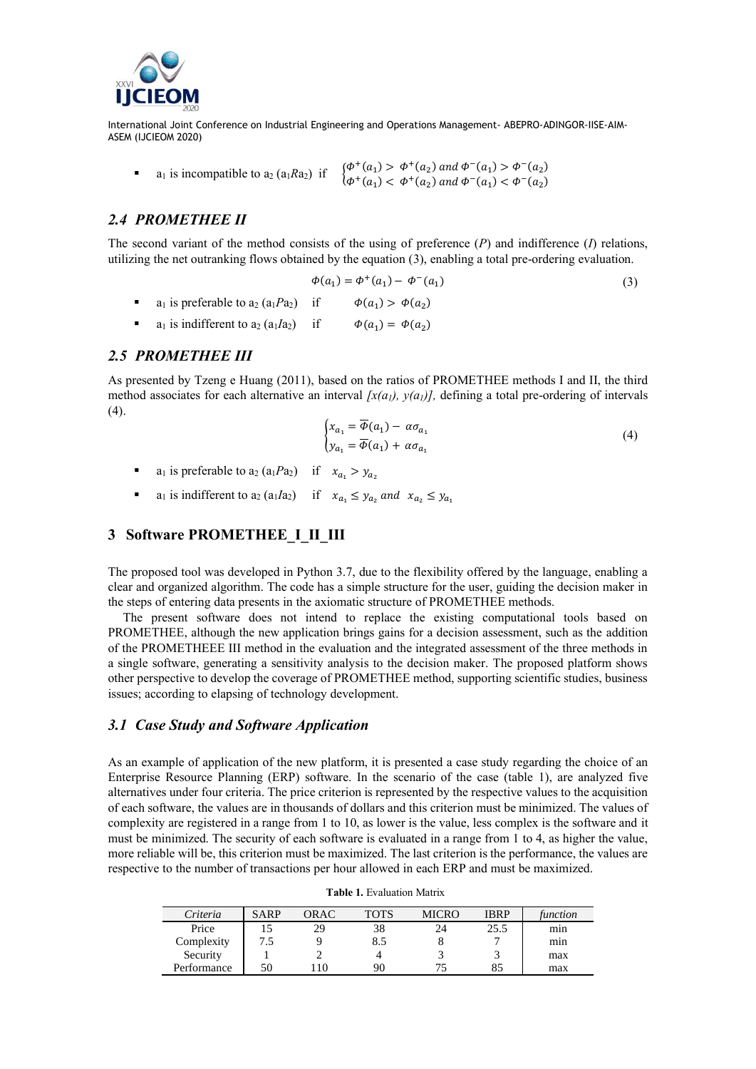- $a_1$ is incompatible to $a_2$ ($a_1Ra_2$) if $\begin{cases} \Phi^+(a_1) > \Phi^+(a_2) \text{ and } \Phi^-(a_1) > \Phi^-(a_2) \\ \Phi^+(a_1) < \Phi^+(a_2) \text{ and } \Phi^-(a_1) < \Phi^-(a_2) \end{cases}$

## *2.4 PROMETHEE II*

The second variant of the method consists of the using of preference (*P*) and indifference (*I*) relations, utilizing the net outranking flows obtained by the equation (3), enabling a total pre-ordering evaluation.

$$\Phi(a_1) = \Phi^+(a_1) - \Phi^-(a_1) \tag{3}$$

- $a_1$ is preferable to $a_2$ ($a_1Pa_2$) if $\Phi(a_1) > \Phi(a_2)$
- $a_1$ is indifferent to $a_2$ ($a_1Ia_2$) if $\Phi(a_1) = \Phi(a_2)$

## *2.5 PROMETHEE III*

As presented by Tzeng e Huang (2011), based on the ratios of PROMETHEE methods I and II, the third method associates for each alternative an interval *[x(a₁), y(a₁)]*, defining a total pre-ordering of intervals (4).

$$\begin{cases} x_{a_1} = \overline{\Phi}(a_1) - \alpha\sigma_{a_1} \\ y_{a_1} = \overline{\Phi}(a_1) + \alpha\sigma_{a_1} \end{cases} \tag{4}$$

- $a_1$ is preferable to $a_2$ ($a_1Pa_2$) if $x_{a_1} > y_{a_2}$
- $a_1$ is indifferent to $a_2$ ($a_1Ia_2$) if $x_{a_1} \leq y_{a_2}$ and $x_{a_2} \leq y_{a_1}$

# 3 Software PROMETHEE_I_II_III

The proposed tool was developed in Python 3.7, due to the flexibility offered by the language, enabling a clear and organized algorithm. The code has a simple structure for the user, guiding the decision maker in the steps of entering data presents in the axiomatic structure of PROMETHEE methods.

The present software does not intend to replace the existing computational tools based on PROMETHEE, although the new application brings gains for a decision assessment, such as the addition of the PROMETHEEE III method in the evaluation and the integrated assessment of the three methods in a single software, generating a sensitivity analysis to the decision maker. The proposed platform shows other perspective to develop the coverage of PROMETHEE method, supporting scientific studies, business issues; according to elapsing of technology development.

## *3.1 Case Study and Software Application*

As an example of application of the new platform, it is presented a case study regarding the choice of an Enterprise Resource Planning (ERP) software. In the scenario of the case (table 1), are analyzed five alternatives under four criteria. The price criterion is represented by the respective values to the acquisition of each software, the values are in thousands of dollars and this criterion must be minimized. The values of complexity are registered in a range from 1 to 10, as lower is the value, less complex is the software and it must be minimized. The security of each software is evaluated in a range from 1 to 4, as higher the value, more reliable will be, this criterion must be maximized. The last criterion is the performance, the values are respective to the number of transactions per hour allowed in each ERP and must be maximized.

**Table 1.** Evaluation Matrix

| *Criteria* | SARP | ORAC | TOTS | MICRO | IBRP | *function* |
|---|---|---|---|---|---|---|
| Price | 15 | 29 | 38 | 24 | 25.5 | min |
| Complexity | 7.5 | 9 | 8.5 | 8 | 7 | min |
| Security | 1 | 2 | 4 | 3 | 3 | max |
| Performance | 50 | 110 | 90 | 75 | 85 | max |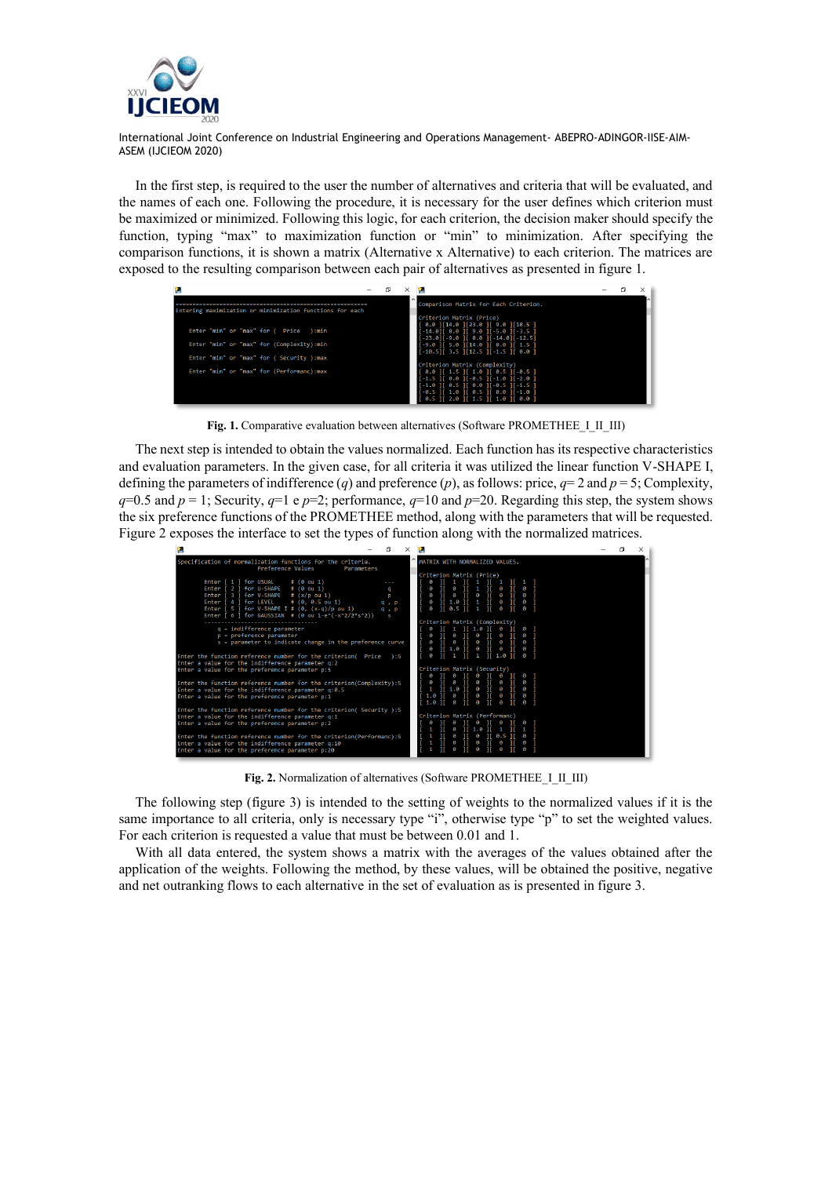In the first step, is required to the user the number of alternatives and criteria that will be evaluated, and the names of each one. Following the procedure, it is necessary for the user defines which criterion must be maximized or minimized. Following this logic, for each criterion, the decision maker should specify the function, typing "max" to maximization function or "min" to minimization. After specifying the comparison functions, it is shown a matrix (Alternative x Alternative) to each criterion. The matrices are exposed to the resulting comparison between each pair of alternatives as presented in figure 1.

**Fig. 1.** Comparative evaluation between alternatives (Software PROMETHEE_I_II_III)

The next step is intended to obtain the values normalized. Each function has its respective characteristics and evaluation parameters. In the given case, for all criteria it was utilized the linear function V-SHAPE I, defining the parameters of indifference ($q$) and preference ($p$), as follows: price, $q$= 2 and $p$ = 5; Complexity, $q$=0.5 and $p$ = 1; Security, $q$=1 e $p$=2; performance, $q$=10 and $p$=20. Regarding this step, the system shows the six preference functions of the PROMETHEE method, along with the parameters that will be requested. Figure 2 exposes the interface to set the types of function along with the normalized matrices.

**Fig. 2.** Normalization of alternatives (Software PROMETHEE_I_II_III)

The following step (figure 3) is intended to the setting of weights to the normalized values if it is the same importance to all criteria, only is necessary type "i", otherwise type "p" to set the weighted values. For each criterion is requested a value that must be between 0.01 and 1.

With all data entered, the system shows a matrix with the averages of the values obtained after the application of the weights. Following the method, by these values, will be obtained the positive, negative and net outranking flows to each alternative in the set of evaluation as is presented in figure 3.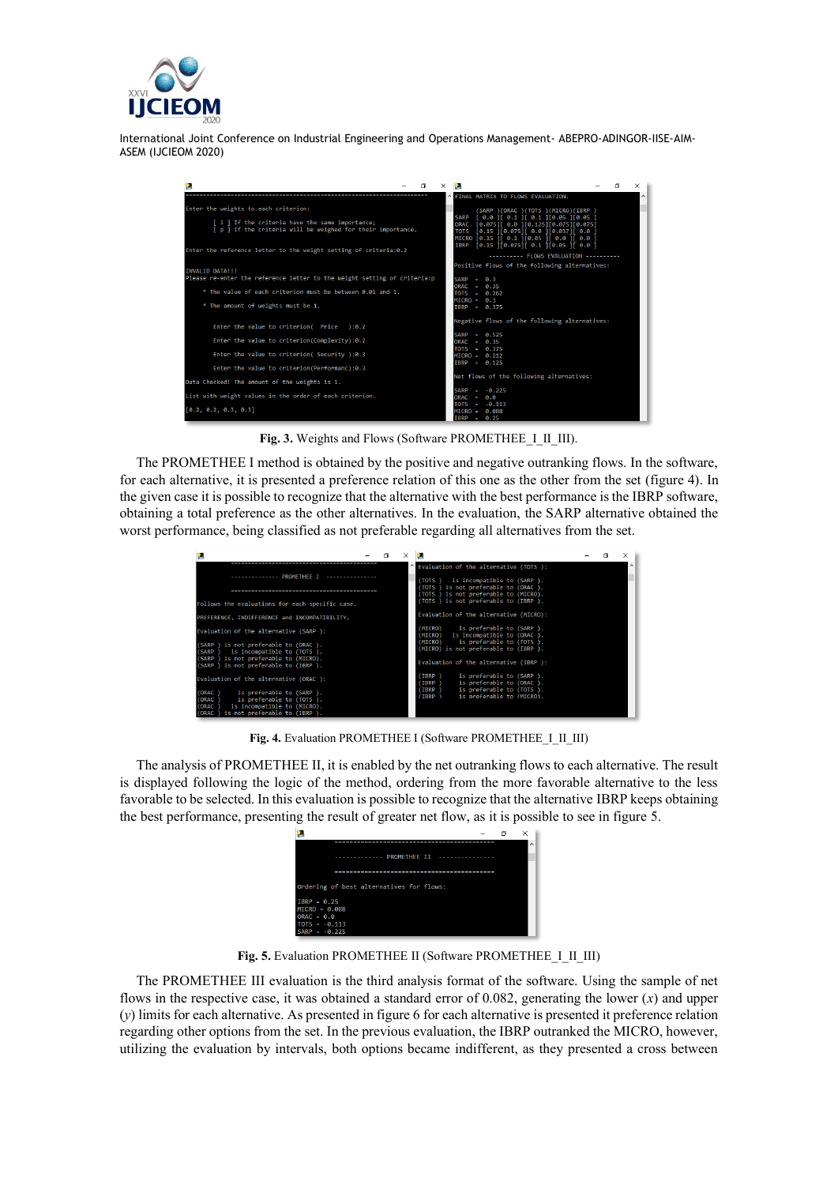Fig. 3. Weights and Flows (Software PROMETHEE_I_II_III).

The PROMETHEE I method is obtained by the positive and negative outranking flows. In the software, for each alternative, it is presented a preference relation of this one as the other from the set (figure 4). In the given case it is possible to recognize that the alternative with the best performance is the IBRP software, obtaining a total preference as the other alternatives. In the evaluation, the SARP alternative obtained the worst performance, being classified as not preferable regarding all alternatives from the set.

Fig. 4. Evaluation PROMETHEE I (Software PROMETHEE_I_II_III)

The analysis of PROMETHEE II, it is enabled by the net outranking flows to each alternative. The result is displayed following the logic of the method, ordering from the more favorable alternative to the less favorable to be selected. In this evaluation is possible to recognize that the alternative IBRP keeps obtaining the best performance, presenting the result of greater net flow, as it is possible to see in figure 5.

Fig. 5. Evaluation PROMETHEE II (Software PROMETHEE_I_II_III)

The PROMETHEE III evaluation is the third analysis format of the software. Using the sample of net flows in the respective case, it was obtained a standard error of 0.082, generating the lower ($x$) and upper ($y$) limits for each alternative. As presented in figure 6 for each alternative is presented it preference relation regarding other options from the set. In the previous evaluation, the IBRP outranked the MICRO, however, utilizing the evaluation by intervals, both options became indifferent, as they presented a cross between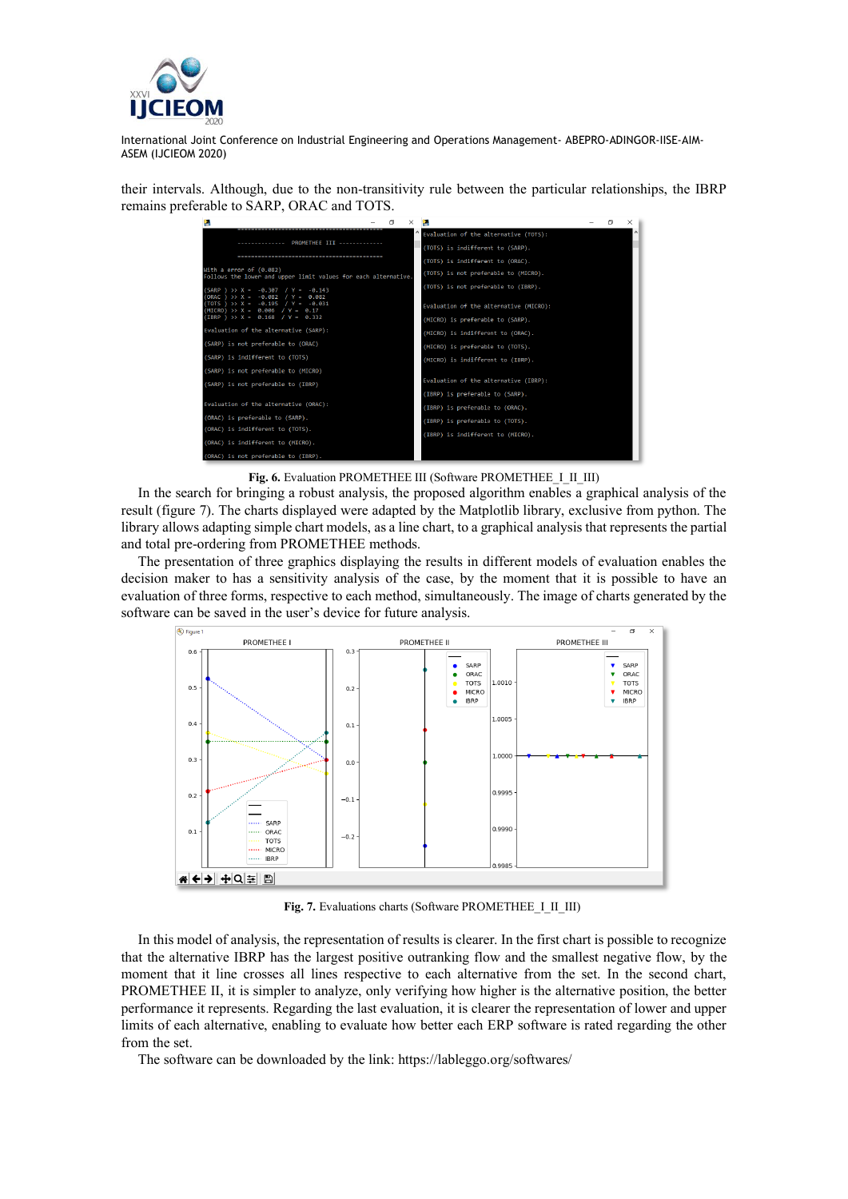their intervals. Although, due to the non-transitivity rule between the particular relationships, the IBRP remains preferable to SARP, ORAC and TOTS.

**Fig. 6.** Evaluation PROMETHEE III (Software PROMETHEE_I_II_III)

In the search for bringing a robust analysis, the proposed algorithm enables a graphical analysis of the result (figure 7). The charts displayed were adapted by the Matplotlib library, exclusive from python. The library allows adapting simple chart models, as a line chart, to a graphical analysis that represents the partial and total pre-ordering from PROMETHEE methods.

The presentation of three graphics displaying the results in different models of evaluation enables the decision maker to has a sensitivity analysis of the case, by the moment that it is possible to have an evaluation of three forms, respective to each method, simultaneously. The image of charts generated by the software can be saved in the user's device for future analysis.

**Fig. 7.** Evaluations charts (Software PROMETHEE_I_II_III)

In this model of analysis, the representation of results is clearer. In the first chart is possible to recognize that the alternative IBRP has the largest positive outranking flow and the smallest negative flow, by the moment that it line crosses all lines respective to each alternative from the set. In the second chart, PROMETHEE II, it is simpler to analyze, only verifying how higher is the alternative position, the better performance it represents. Regarding the last evaluation, it is clearer the representation of lower and upper limits of each alternative, enabling to evaluate how better each ERP software is rated regarding the other from the set.

The software can be downloaded by the link: https://lableggo.org/softwares/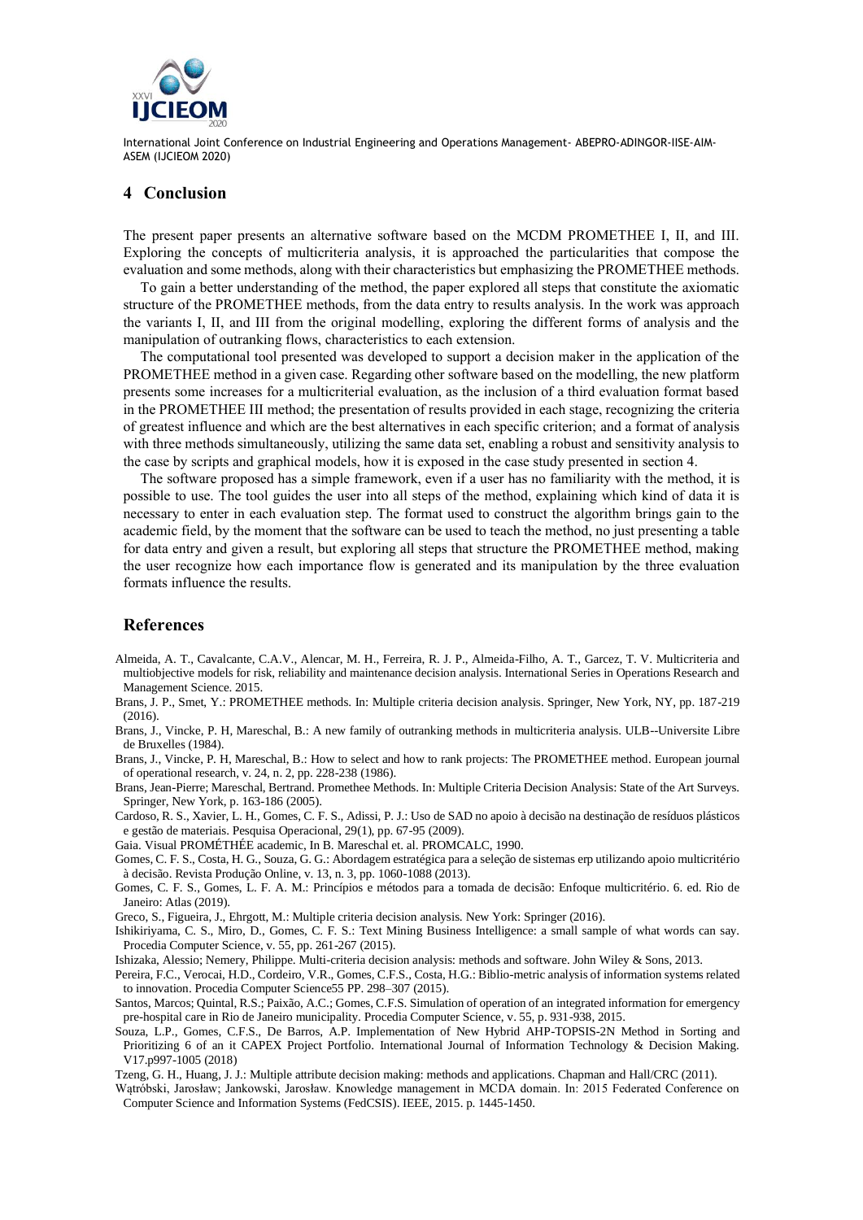## 4 Conclusion

The present paper presents an alternative software based on the MCDM PROMETHEE I, II, and III. Exploring the concepts of multicriteria analysis, it is approached the particularities that compose the evaluation and some methods, along with their characteristics but emphasizing the PROMETHEE methods.

To gain a better understanding of the method, the paper explored all steps that constitute the axiomatic structure of the PROMETHEE methods, from the data entry to results analysis. In the work was approach the variants I, II, and III from the original modelling, exploring the different forms of analysis and the manipulation of outranking flows, characteristics to each extension.

The computational tool presented was developed to support a decision maker in the application of the PROMETHEE method in a given case. Regarding other software based on the modelling, the new platform presents some increases for a multicriterial evaluation, as the inclusion of a third evaluation format based in the PROMETHEE III method; the presentation of results provided in each stage, recognizing the criteria of greatest influence and which are the best alternatives in each specific criterion; and a format of analysis with three methods simultaneously, utilizing the same data set, enabling a robust and sensitivity analysis to the case by scripts and graphical models, how it is exposed in the case study presented in section 4.

The software proposed has a simple framework, even if a user has no familiarity with the method, it is possible to use. The tool guides the user into all steps of the method, explaining which kind of data it is necessary to enter in each evaluation step. The format used to construct the algorithm brings gain to the academic field, by the moment that the software can be used to teach the method, no just presenting a table for data entry and given a result, but exploring all steps that structure the PROMETHEE method, making the user recognize how each importance flow is generated and its manipulation by the three evaluation formats influence the results.

## References

Almeida, A. T., Cavalcante, C.A.V., Alencar, M. H., Ferreira, R. J. P., Almeida-Filho, A. T., Garcez, T. V. Multicriteria and multiobjective models for risk, reliability and maintenance decision analysis. International Series in Operations Research and Management Science. 2015.

Brans, J. P., Smet, Y.: PROMETHEE methods. In: Multiple criteria decision analysis. Springer, New York, NY, pp. 187-219 (2016).

Brans, J., Vincke, P. H, Mareschal, B.: A new family of outranking methods in multicriteria analysis. ULB--Universite Libre de Bruxelles (1984).

Brans, J., Vincke, P. H, Mareschal, B.: How to select and how to rank projects: The PROMETHEE method. European journal of operational research, v. 24, n. 2, pp. 228-238 (1986).

Brans, Jean-Pierre; Mareschal, Bertrand. Promethee Methods. In: Multiple Criteria Decision Analysis: State of the Art Surveys. Springer, New York, p. 163-186 (2005).

Cardoso, R. S., Xavier, L. H., Gomes, C. F. S., Adissi, P. J.: Uso de SAD no apoio à decisão na destinação de resíduos plásticos e gestão de materiais. Pesquisa Operacional, 29(1), pp. 67-95 (2009).

Gaia. Visual PROMÉTHÉE academic, In B. Mareschal et. al. PROMCALC, 1990.

Gomes, C. F. S., Costa, H. G., Souza, G. G.: Abordagem estratégica para a seleção de sistemas erp utilizando apoio multicritério à decisão. Revista Produção Online, v. 13, n. 3, pp. 1060-1088 (2013).

Gomes, C. F. S., Gomes, L. F. A. M.: Princípios e métodos para a tomada de decisão: Enfoque multicritério. 6. ed. Rio de Janeiro: Atlas (2019).

Greco, S., Figueira, J., Ehrgott, M.: Multiple criteria decision analysis. New York: Springer (2016).

Ishikiriyama, C. S., Miro, D., Gomes, C. F. S.: Text Mining Business Intelligence: a small sample of what words can say. Procedia Computer Science, v. 55, pp. 261-267 (2015).

Ishizaka, Alessio; Nemery, Philippe. Multi-criteria decision analysis: methods and software. John Wiley & Sons, 2013.

Pereira, F.C., Verocai, H.D., Cordeiro, V.R., Gomes, C.F.S., Costa, H.G.: Biblio-metric analysis of information systems related to innovation. Procedia Computer Science55 PP. 298–307 (2015).

Santos, Marcos; Quintal, R.S.; Paixão, A.C.; Gomes, C.F.S. Simulation of operation of an integrated information for emergency pre-hospital care in Rio de Janeiro municipality. Procedia Computer Science, v. 55, p. 931-938, 2015.

Souza, L.P., Gomes, C.F.S., De Barros, A.P. Implementation of New Hybrid AHP-TOPSIS-2N Method in Sorting and Prioritizing 6 of an it CAPEX Project Portfolio. International Journal of Information Technology & Decision Making. V17.p997-1005 (2018)

Tzeng, G. H., Huang, J. J.: Multiple attribute decision making: methods and applications. Chapman and Hall/CRC (2011).

Wątróbski, Jarosław; Jankowski, Jarosław. Knowledge management in MCDA domain. In: 2015 Federated Conference on Computer Science and Information Systems (FedCSIS). IEEE, 2015. p. 1445-1450.